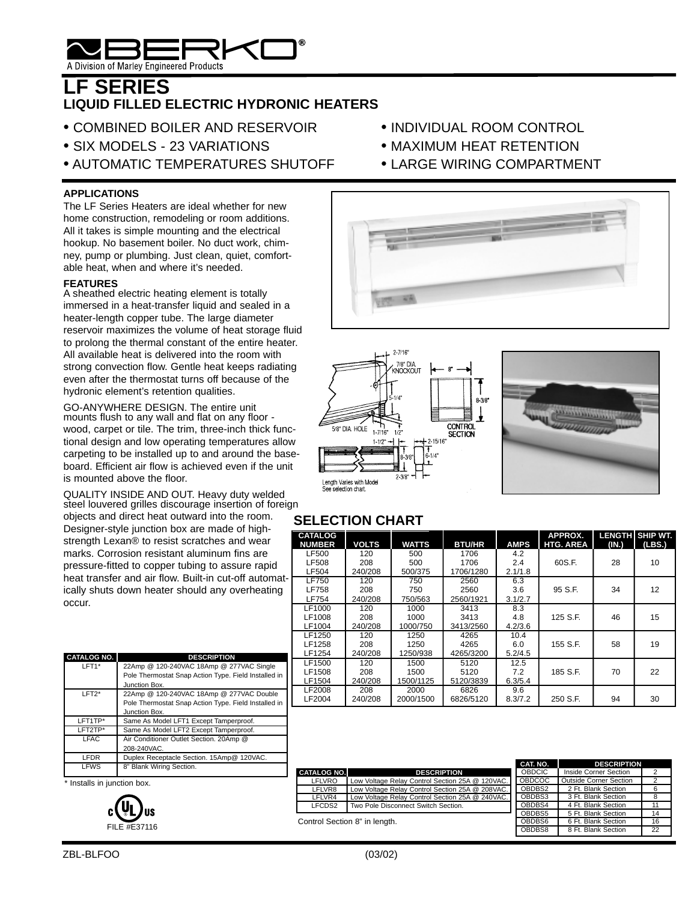BERKO®

A Division of Marley Engineered Products

# LF SERIES

## LIQUID FILLED ELECTRIC HYDRONIC HEATERS

- COMBINED BOILER AND RESERVOIR
- SIX MODELS - 23 VARIATIONS
- AUTOMATIC TEMPERATURES SHUTOFF
- INDIVIDUAL ROOM CONTROL
- MAXIMUM HEAT RETENTION
- LARGE WIRING COMPARTMENT

### APPLICATIONS

The LF Series Heaters are ideal whether for new home construction, remodeling or room additions. All it takes is simple mounting and the electrical hookup. No basement boiler. No duct work, chimney, pump or plumbing. Just clean, quiet, comfortable heat, when and where it's needed.

### FEATURES

A sheathed electric heating element is totally immersed in a heat-transfer liquid and sealed in a heater-length copper tube. The large diameter reservoir maximizes the volume of heat storage fluid to prolong the thermal constant of the entire heater. All available heat is delivered into the room with strong convection flow. Gentle heat keeps radiating even after the thermostat turns off because of the hydronic element's retention qualities.

GO-ANYWHERE DESIGN. The entire unit mounts flush to any wall and flat on any floor - wood, carpet or tile. The trim, three-inch thick functional design and low operating temperatures allow carpeting to be installed up to and around the baseboard. Efficient air flow is achieved even if the unit is mounted above the floor.

QUALITY INSIDE AND OUT. Heavy duty welded steel louvered grilles discourage insertion of foreign objects and direct heat outward into the room. Designer-style junction box are made of high-strength Lexan® to resist scratches and wear marks. Corrosion resistant aluminum fins are pressure-fitted to copper tubing to assure rapid heat transfer and air flow. Built-in cut-off automatically shuts down heater should any overheating occur.

2-7/16" · 7/8" DIA. KNOCKOUT · 8" · 5-1/4" · 8-3/8" · CONTROL SECTION · 5/8" DIA. HOLE · 1-7/16" · 1/2" · 1-1/2" · 2-15/16" · 8-3/8" · 6-1/4" · 2-3/8"

Length Varies with Model
See selection chart.

## SELECTION CHART

| CATALOG NUMBER | VOLTS | WATTS | BTU/HR | AMPS | APPROX. HTG. AREA | LENGTH (IN.) | SHIP WT. (LBS.) |
|---|---|---|---|---|---|---|---|
| LF500 | 120 | 500 | 1706 | 4.2 | | | |
| LF508 | 208 | 500 | 1706 | 2.4 | 60S.F. | 28 | 10 |
| LF504 | 240/208 | 500/375 | 1706/1280 | 2.1/1.8 | | | |
| LF750 | 120 | 750 | 2560 | 6.3 | | | |
| LF758 | 208 | 750 | 2560 | 3.6 | 95 S.F. | 34 | 12 |
| LF754 | 240/208 | 750/563 | 2560/1921 | 3.1/2.7 | | | |
| LF1000 | 120 | 1000 | 3413 | 8.3 | | | |
| LF1008 | 208 | 1000 | 3413 | 4.8 | 125 S.F. | 46 | 15 |
| LF1004 | 240/208 | 1000/750 | 3413/2560 | 4.2/3.6 | | | |
| LF1250 | 120 | 1250 | 4265 | 10.4 | | | |
| LF1258 | 208 | 1250 | 4265 | 6.0 | 155 S.F. | 58 | 19 |
| LF1254 | 240/208 | 1250/938 | 4265/3200 | 5.2/4.5 | | | |
| LF1500 | 120 | 1500 | 5120 | 12.5 | | | |
| LF1508 | 208 | 1500 | 5120 | 7.2 | 185 S.F. | 70 | 22 |
| LF1504 | 240/208 | 1500/1125 | 5120/3839 | 6.3/5.4 | | | |
| LF2008 | 208 | 2000 | 6826 | 9.6 | | | |
| LF2004 | 240/208 | 2000/1500 | 6826/5120 | 8.3/7.2 | 250 S.F. | 94 | 30 |

| CATALOG NO. | DESCRIPTION |
|---|---|
| LFT1* | 22Amp @ 120-240VAC 18Amp @ 277VAC Single Pole Thermostat Snap Action Type. Field Installed in Junction Box. |
| LFT2* | 22Amp @ 120-240VAC 18Amp @ 277VAC Double Pole Thermostat Snap Action Type. Field Installed in Junction Box. |
| LFT1TP* | Same As Model LFT1 Except Tamperproof. |
| LFT2TP* | Same As Model LFT2 Except Tamperproof. |
| LFAC | Air Conditioner Outlet Section. 20Amp @ 208-240VAC. |
| LFDR | Duplex Receptacle Section. 15Amp@ 120VAC. |
| LFWS | 8" Blank Wiring Section. |

\* Installs in junction box.

| CATALOG NO. | DESCRIPTION |
|---|---|
| LFLVRO | Low Voltage Relay Control Section 25A @ 120VAC. |
| LFLVR8 | Low Voltage Relay Control Section 25A @ 208VAC. |
| LFLVR4 | Low Voltage Relay Control Section 25A @ 240VAC. |
| LFCDS2 | Two Pole Disconnect Switch Section. |

Control Section 8" in length.

| CAT. NO. | DESCRIPTION | |
|---|---|---|
| OBDCIC | Inside Corner Section | 2 |
| OBDCOC | Outside Corner Section | 2 |
| OBDBS2 | 2 Ft. Blank Section | 6 |
| OBDBS3 | 3 Ft. Blank Section | 8 |
| OBDBS4 | 4 Ft. Blank Section | 11 |
| OBDBS5 | 5 Ft. Blank Section | 14 |
| OBDBS6 | 6 Ft. Blank Section | 16 |
| OBDBS8 | 8 Ft. Blank Section | 22 |

c UL us
FILE #E37116

ZBL-BLFOO (03/02)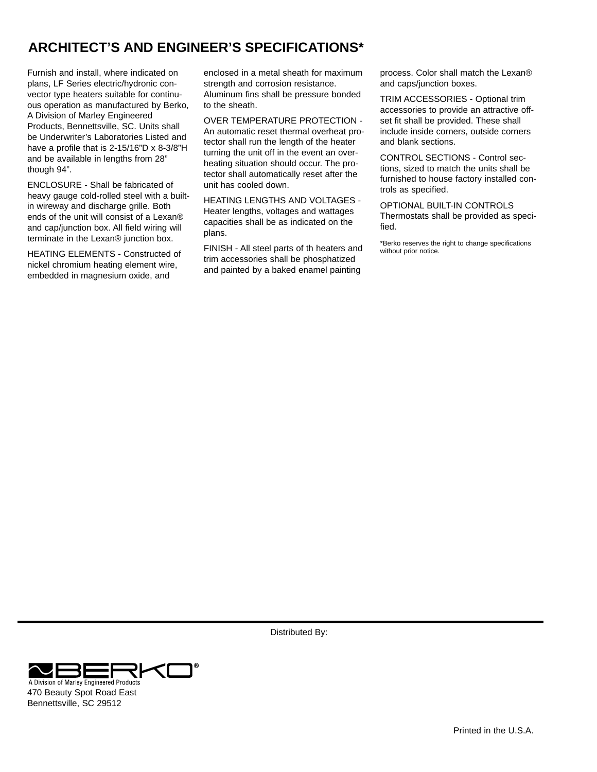# ARCHITECT'S AND ENGINEER'S SPECIFICATIONS*

Furnish and install, where indicated on plans, LF Series electric/hydronic convector type heaters suitable for continuous operation as manufactured by Berko, A Division of Marley Engineered Products, Bennettsville, SC. Units shall be Underwriter's Laboratories Listed and have a profile that is 2-15/16"D x 8-3/8"H and be available in lengths from 28" though 94".

ENCLOSURE - Shall be fabricated of heavy gauge cold-rolled steel with a built-in wireway and discharge grille. Both ends of the unit will consist of a Lexan® and cap/junction box. All field wiring will terminate in the Lexan® junction box.

HEATING ELEMENTS - Constructed of nickel chromium heating element wire, embedded in magnesium oxide, and enclosed in a metal sheath for maximum strength and corrosion resistance. Aluminum fins shall be pressure bonded to the sheath.

OVER TEMPERATURE PROTECTION - An automatic reset thermal overheat protector shall run the length of the heater turning the unit off in the event an overheating situation should occur. The protector shall automatically reset after the unit has cooled down.

HEATING LENGTHS AND VOLTAGES - Heater lengths, voltages and wattages capacities shall be as indicated on the plans.

FINISH - All steel parts of th heaters and trim accessories shall be phosphatized and painted by a baked enamel painting process. Color shall match the Lexan® and caps/junction boxes.

TRIM ACCESSORIES - Optional trim accessories to provide an attractive offset fit shall be provided. These shall include inside corners, outside corners and blank sections.

CONTROL SECTIONS - Control sections, sized to match the units shall be furnished to house factory installed controls as specified.

OPTIONAL BUILT-IN CONTROLS
Thermostats shall be provided as specified.

*Berko reserves the right to change specifications without prior notice.

Distributed By:

BERKO®
A Division of Marley Engineered Products
470 Beauty Spot Road East
Bennettsville, SC 29512

Printed in the U.S.A.